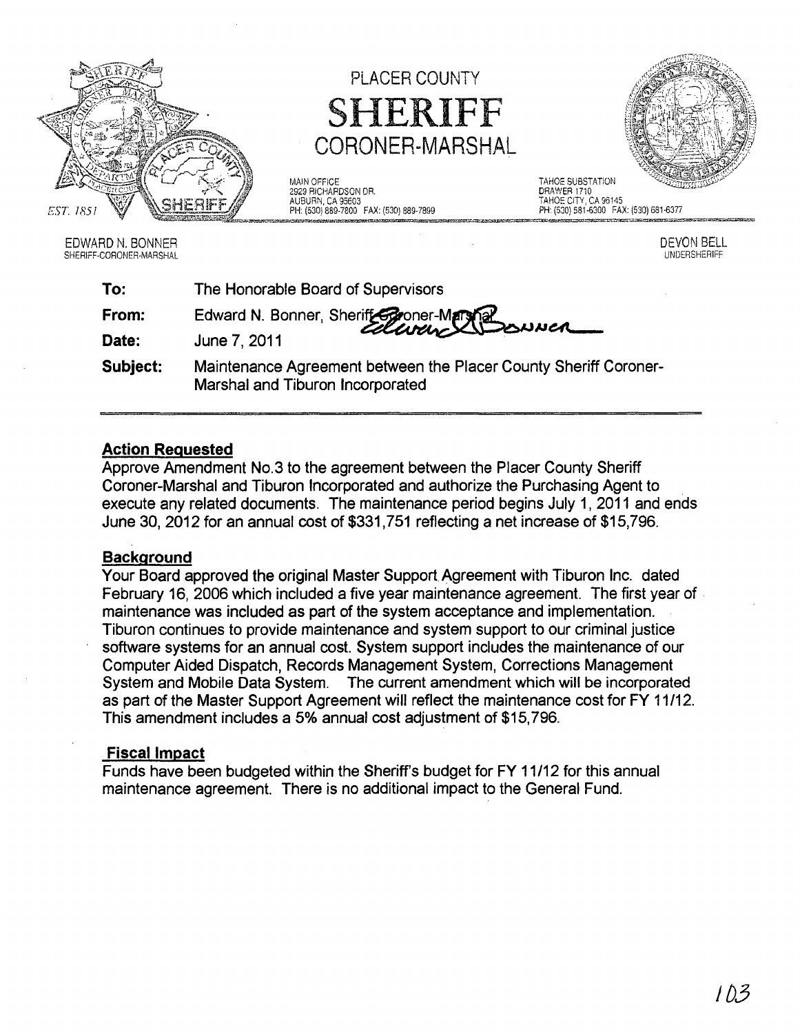# PLACER COUNTY SHERIFF CORONER-MARSHAL

EST. 1851

MAIN OFFICE
2929 RICHARDSON DR.
AUBURN, CA 95603
PH: (530) 889-7800 FAX: (530) 889-7899

TAHOE SUBSTATION
DRAWER 1710
TAHOE CITY, CA 96145
PH: (530) 581-6300 FAX: (530) 581-6377

EDWARD N. BONNER
SHERIFF-CORONER-MARSHAL

DEVON BELL
UNDERSHERIFF

**To:** The Honorable Board of Supervisors

**From:** Edward N. Bonner, Sheriff-Coroner-Marshal

**Date:** June 7, 2011

**Subject:** Maintenance Agreement between the Placer County Sheriff Coroner-Marshal and Tiburon Incorporated

---

## Action Requested

Approve Amendment No.3 to the agreement between the Placer County Sheriff Coroner-Marshal and Tiburon Incorporated and authorize the Purchasing Agent to execute any related documents. The maintenance period begins July 1, 2011 and ends June 30, 2012 for an annual cost of $331,751 reflecting a net increase of $15,796.

## Background

Your Board approved the original Master Support Agreement with Tiburon Inc. dated February 16, 2006 which included a five year maintenance agreement. The first year of maintenance was included as part of the system acceptance and implementation. Tiburon continues to provide maintenance and system support to our criminal justice software systems for an annual cost. System support includes the maintenance of our Computer Aided Dispatch, Records Management System, Corrections Management System and Mobile Data System. The current amendment which will be incorporated as part of the Master Support Agreement will reflect the maintenance cost for FY 11/12. This amendment includes a 5% annual cost adjustment of $15,796.

## Fiscal Impact

Funds have been budgeted within the Sheriff's budget for FY 11/12 for this annual maintenance agreement. There is no additional impact to the General Fund.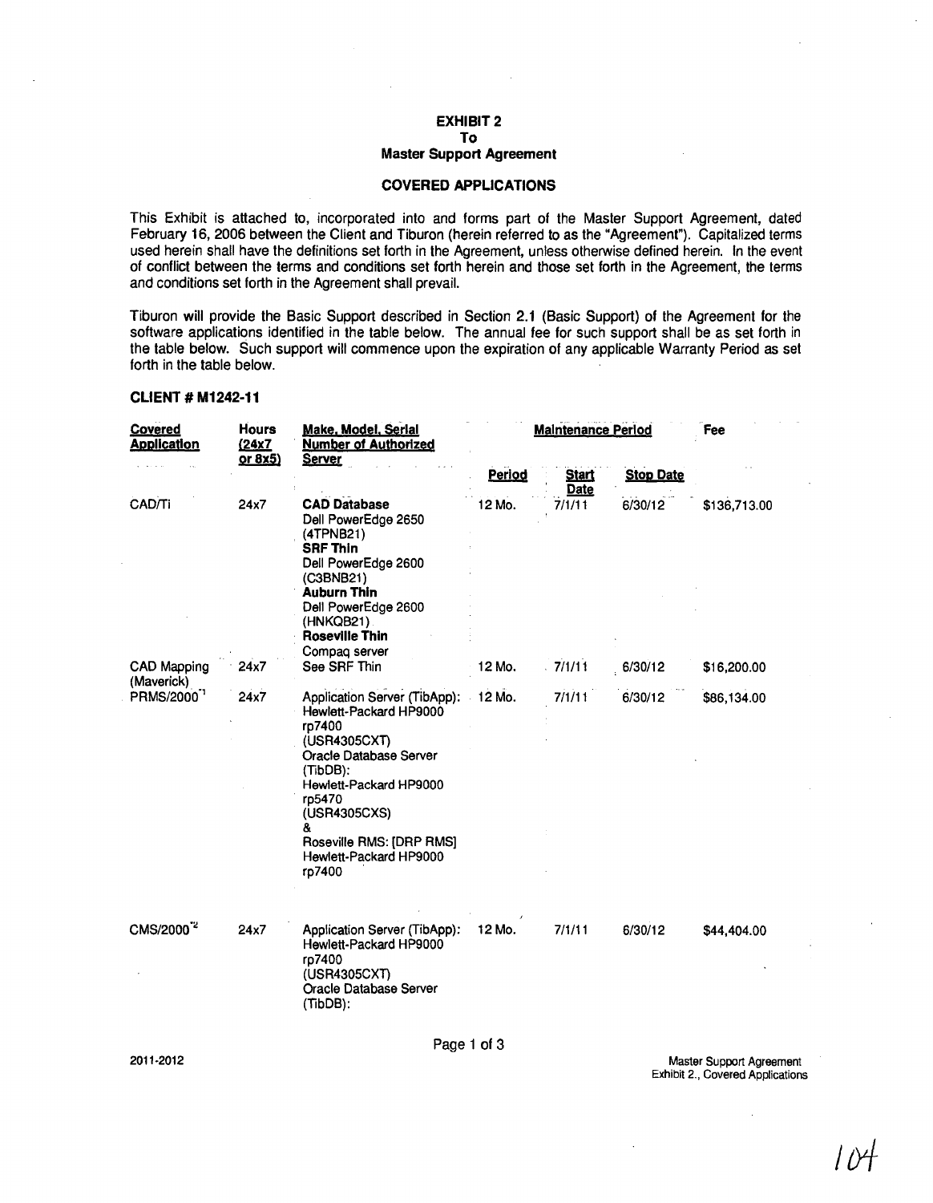**EXHIBIT 2**
**To**
**Master Support Agreement**

**COVERED APPLICATIONS**

This Exhibit is attached to, incorporated into and forms part of the Master Support Agreement, dated February 16, 2006 between the Client and Tiburon (herein referred to as the "Agreement"). Capitalized terms used herein shall have the definitions set forth in the Agreement, unless otherwise defined herein. In the event of conflict between the terms and conditions set forth herein and those set forth in the Agreement, the terms and conditions set forth in the Agreement shall prevail.

Tiburon will provide the Basic Support described in Section 2.1 (Basic Support) of the Agreement for the software applications identified in the table below. The annual fee for such support shall be as set forth in the table below. Such support will commence upon the expiration of any applicable Warranty Period as set forth in the table below.

**CLIENT # M1242-11**

| Covered Application | Hours (24x7 or 8x5) | Make, Model, Serial Number of Authorized Server | Maintenance Period | | | Fee |
|---|---|---|---|---|---|---|
| | | | Period | Start Date | Stop Date | |
| CAD/Ti | 24x7 | **CAD Database** Dell PowerEdge 2650 (4TPNB21) **SRF Thin** Dell PowerEdge 2600 (C3BNB21) **Auburn Thin** Dell PowerEdge 2600 (HNKQB21) **Roseville Thin** Compaq server | 12 Mo. | 7/1/11 | 6/30/12 | $136,713.00 |
| CAD Mapping (Maverick) | 24x7 | See SRF Thin | 12 Mo. | 7/1/11 | 6/30/12 | $16,200.00 |
| PRMS/2000[1] | 24x7 | Application Server (TibApp): Hewlett-Packard HP9000 rp7400 (USR4305CXT) Oracle Database Server (TibDB): Hewlett-Packard HP9000 rp5470 (USR4305CXS) & Roseville RMS: [DRP RMS] Hewlett-Packard HP9000 rp7400 | 12 Mo. | 7/1/11 | 6/30/12 | $86,134.00 |
| CMS/2000[2] | 24x7 | Application Server (TibApp): Hewlett-Packard HP9000 rp7400 (USR4305CXT) Oracle Database Server (TibDB): | 12 Mo. | 7/1/11 | 6/30/12 | $44,404.00 |

2011-2012

Master Support Agreement
Exhibit 2., Covered Applications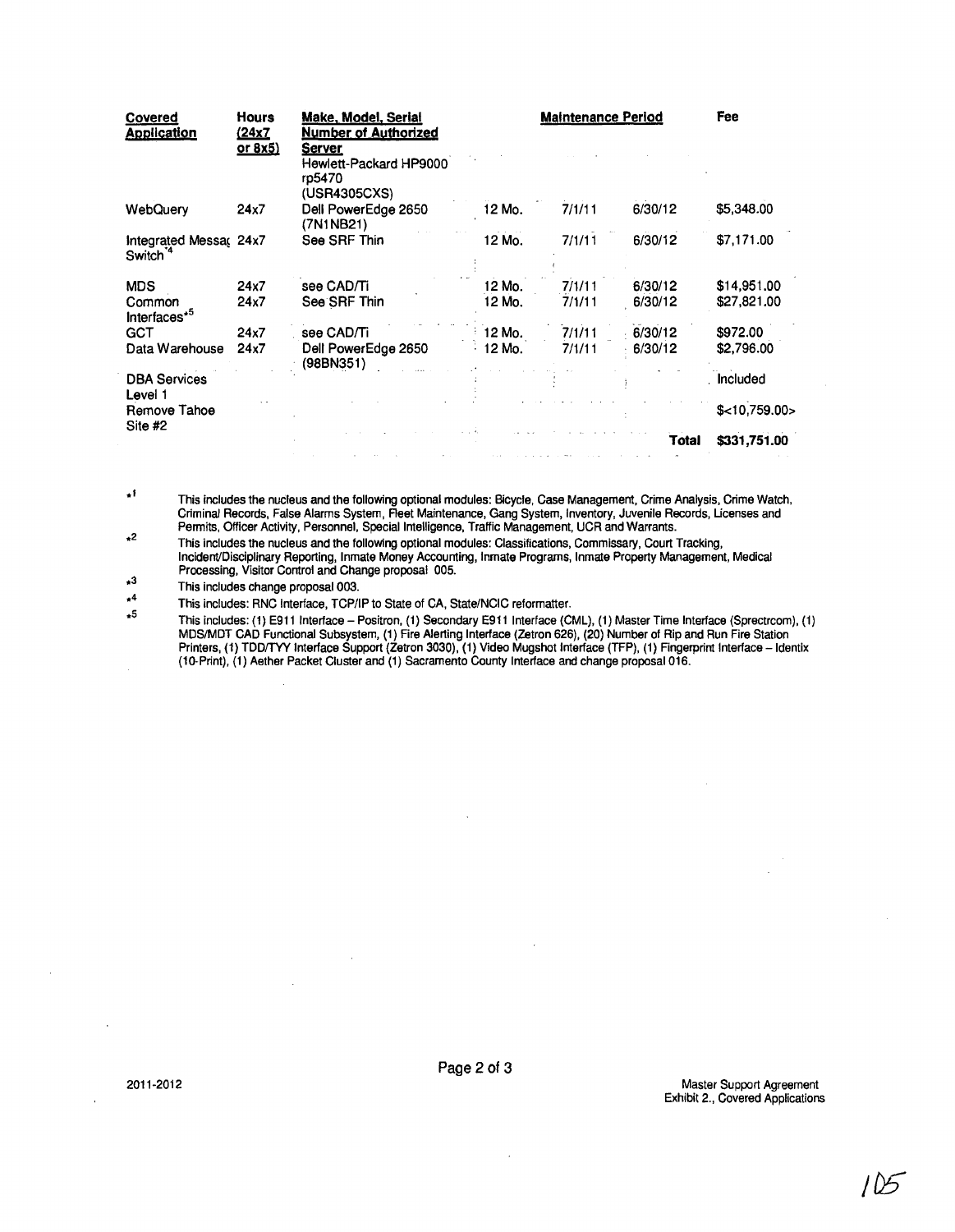| Covered Application | Hours (24x7 or 8x5) | Make, Model, Serial Number of Authorized Server | Maintenance Period | | | Fee |
|---|---|---|---|---|---|---|
| | | Hewlett-Packard HP9000 rp5470 (USR4305CXS) | | | | |
| WebQuery | 24x7 | Dell PowerEdge 2650 (7N1NB21) | 12 Mo. | 7/1/11 | 6/30/12 | $5,348.00 |
| Integrated Messag Switch*4 | 24x7 | See SRF Thin | 12 Mo. | 7/1/11 | 6/30/12 | $7,171.00 |
| MDS | 24x7 | see CAD/Ti | 12 Mo. | 7/1/11 | 6/30/12 | $14,951.00 |
| Common Interfaces*5 | 24x7 | See SRF Thin | 12 Mo. | 7/1/11 | 6/30/12 | $27,821.00 |
| GCT | 24x7 | see CAD/Ti | 12 Mo. | 7/1/11 | 6/30/12 | $972.00 |
| Data Warehouse | 24x7 | Dell PowerEdge 2650 (98BN351) | 12 Mo. | 7/1/11 | 6/30/12 | $2,796.00 |
| DBA Services Level 1 | | | | | | Included |
| Remove Tahoe Site #2 | | | | | | $<10,759.00> |
| | | | | | **Total** | **$331,751.00** |

*1 This includes the nucleus and the following optional modules: Bicycle, Case Management, Crime Analysis, Crime Watch, Criminal Records, False Alarms System, Fleet Maintenance, Gang System, Inventory, Juvenile Records, Licenses and Permits, Officer Activity, Personnel, Special Intelligence, Traffic Management, UCR and Warrants.

*2 This includes the nucleus and the following optional modules: Classifications, Commissary, Court Tracking, Incident/Disciplinary Reporting, Inmate Money Accounting, Inmate Programs, Inmate Property Management, Medical Processing, Visitor Control and Change proposal 005.

*3 This includes change proposal 003.

*4 This includes: RNC Interface, TCP/IP to State of CA, State/NCIC reformatter.

*5 This includes: (1) E911 Interface – Positron, (1) Secondary E911 Interface (CML), (1) Master Time Interface (Sprectrcom), (1) MDS/MDT CAD Functional Subsystem, (1) Fire Alerting Interface (Zetron 626), (20) Number of Rip and Run Fire Station Printers, (1) TDD/TYY Interface Support (Zetron 3030), (1) Video Mugshot Interface (TFP), (1) Fingerprint Interface – Identix (10-Print), (1) Aether Packet Cluster and (1) Sacramento County Interface and change proposal 016.

2011-2012

Master Support Agreement
Exhibit 2., Covered Applications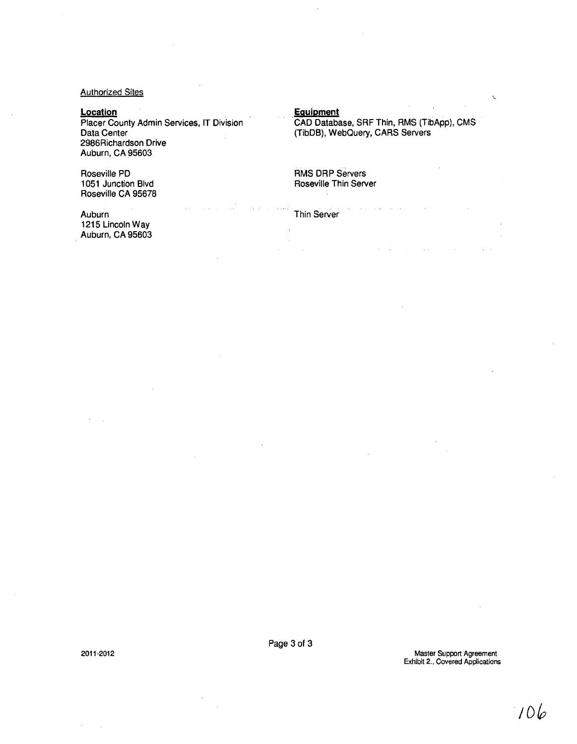Authorized Sites

| **Location** | **Equipment** |
| --- | --- |
| Placer County Admin Services, IT Division<br>Data Center<br>2986Richardson Drive<br>Auburn, CA 95603 | CAD Database, SRF Thin, RMS (TibApp), CMS (TibDB), WebQuery, CARS Servers |
| Roseville PD<br>1051 Junction Blvd<br>Roseville CA 95678 | RMS DRP Servers<br>Roseville Thin Server |
| Auburn<br>1215 Lincoln Way<br>Auburn, CA 95603 | Thin Server |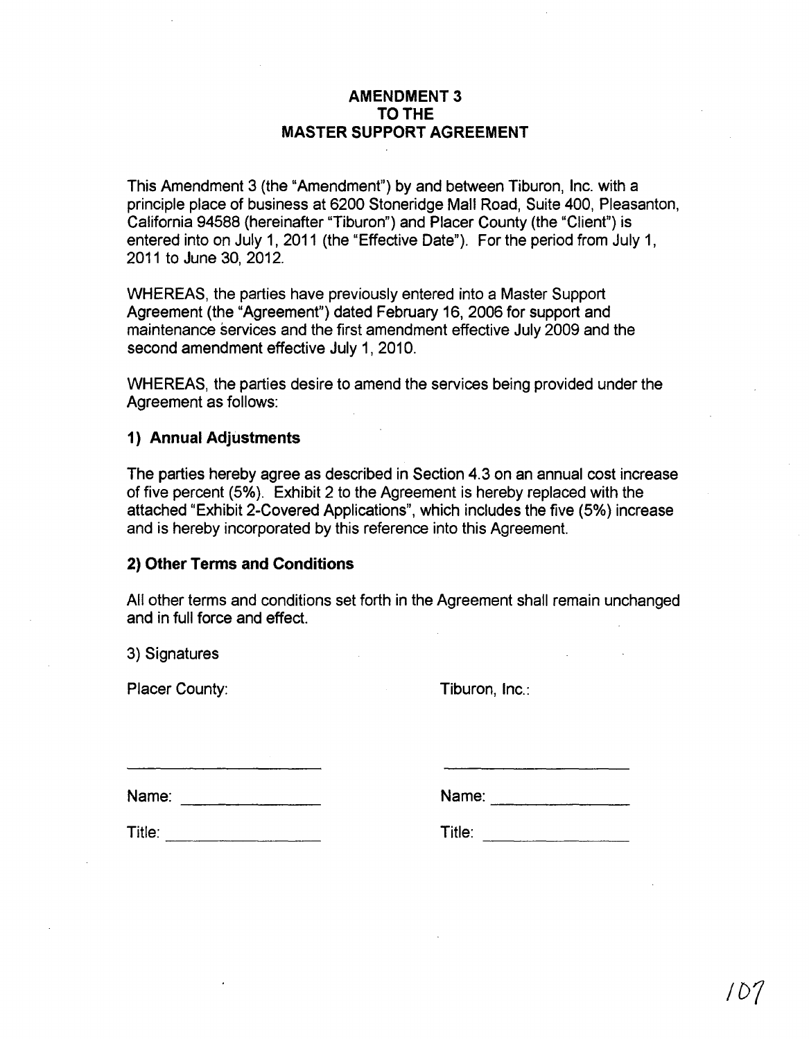# AMENDMENT 3
# TO THE
# MASTER SUPPORT AGREEMENT

This Amendment 3 (the "Amendment") by and between Tiburon, Inc. with a principle place of business at 6200 Stoneridge Mall Road, Suite 400, Pleasanton, California 94588 (hereinafter "Tiburon") and Placer County (the "Client") is entered into on July 1, 2011 (the "Effective Date"). For the period from July 1, 2011 to June 30, 2012.

WHEREAS, the parties have previously entered into a Master Support Agreement (the "Agreement") dated February 16, 2006 for support and maintenance services and the first amendment effective July 2009 and the second amendment effective July 1, 2010.

WHEREAS, the parties desire to amend the services being provided under the Agreement as follows:

## 1) Annual Adjustments

The parties hereby agree as described in Section 4.3 on an annual cost increase of five percent (5%). Exhibit 2 to the Agreement is hereby replaced with the attached "Exhibit 2-Covered Applications", which includes the five (5%) increase and is hereby incorporated by this reference into this Agreement.

## 2) Other Terms and Conditions

All other terms and conditions set forth in the Agreement shall remain unchanged and in full force and effect.

3) Signatures

| Placer County: | Tiburon, Inc.: |
|---|---|
| \_\_\_\_\_\_\_\_\_\_\_\_\_\_\_\_\_\_\_\_ | \_\_\_\_\_\_\_\_\_\_\_\_\_\_\_\_\_\_\_\_ |
| Name: \_\_\_\_\_\_\_\_\_\_\_\_\_\_ | Name: \_\_\_\_\_\_\_\_\_\_\_\_\_\_ |
| Title: \_\_\_\_\_\_\_\_\_\_\_\_\_\_ | Title: \_\_\_\_\_\_\_\_\_\_\_\_\_\_ |